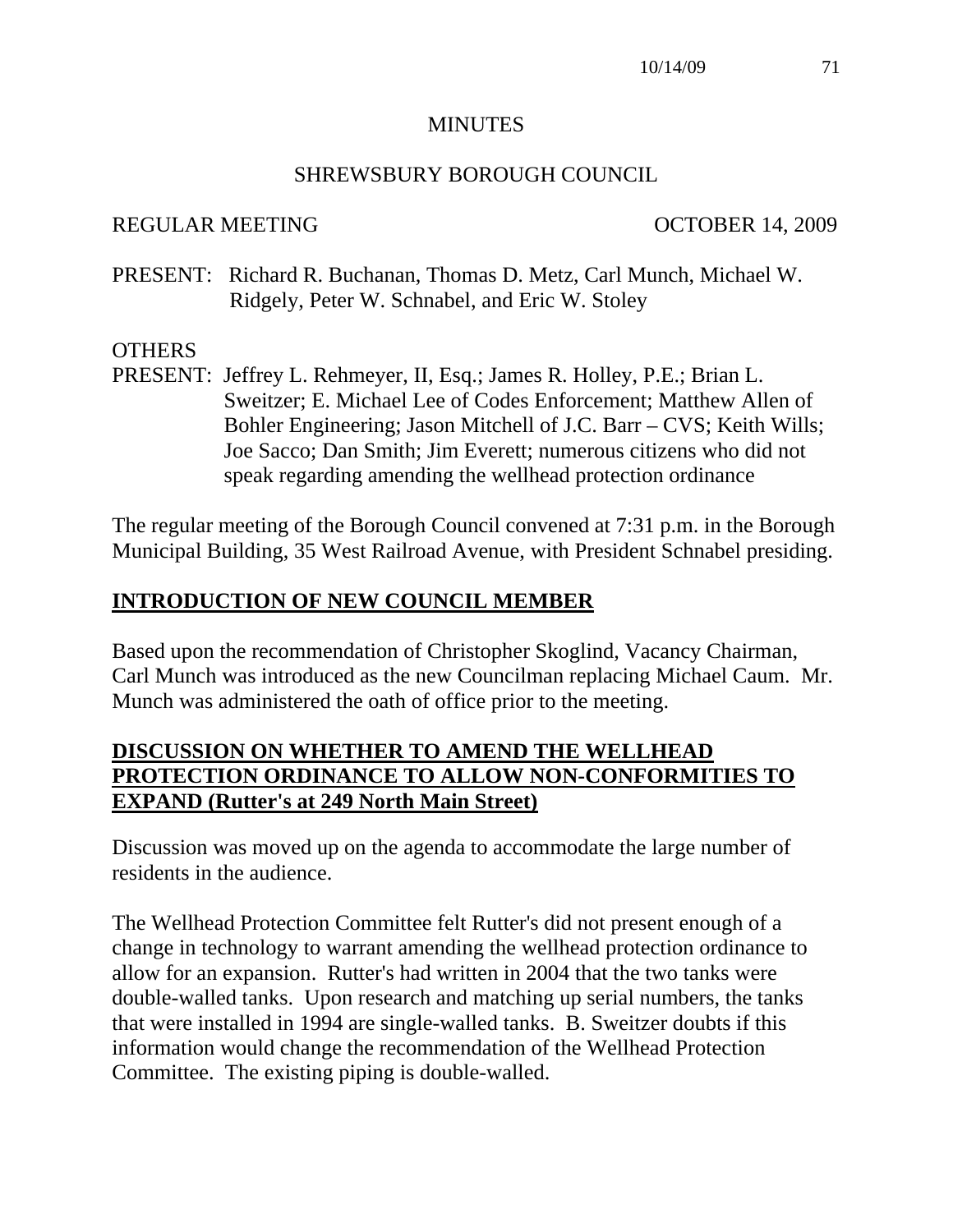# MINUTES

## SHREWSBURY BOROUGH COUNCIL

REGULAR MEETING OCTOBER 14, 2009

PRESENT: Richard R. Buchanan, Thomas D. Metz, Carl Munch, Michael W. Ridgely, Peter W. Schnabel, and Eric W. Stoley

OTHERS
PRESENT: Jeffrey L. Rehmeyer, II, Esq.; James R. Holley, P.E.; Brian L. Sweitzer; E. Michael Lee of Codes Enforcement; Matthew Allen of Bohler Engineering; Jason Mitchell of J.C. Barr – CVS; Keith Wills; Joe Sacco; Dan Smith; Jim Everett; numerous citizens who did not speak regarding amending the wellhead protection ordinance

The regular meeting of the Borough Council convened at 7:31 p.m. in the Borough Municipal Building, 35 West Railroad Avenue, with President Schnabel presiding.

**INTRODUCTION OF NEW COUNCIL MEMBER**

Based upon the recommendation of Christopher Skoglind, Vacancy Chairman, Carl Munch was introduced as the new Councilman replacing Michael Caum. Mr. Munch was administered the oath of office prior to the meeting.

**DISCUSSION ON WHETHER TO AMEND THE WELLHEAD PROTECTION ORDINANCE TO ALLOW NON-CONFORMITIES TO EXPAND (Rutter's at 249 North Main Street)**

Discussion was moved up on the agenda to accommodate the large number of residents in the audience.

The Wellhead Protection Committee felt Rutter's did not present enough of a change in technology to warrant amending the wellhead protection ordinance to allow for an expansion. Rutter's had written in 2004 that the two tanks were double-walled tanks. Upon research and matching up serial numbers, the tanks that were installed in 1994 are single-walled tanks. B. Sweitzer doubts if this information would change the recommendation of the Wellhead Protection Committee. The existing piping is double-walled.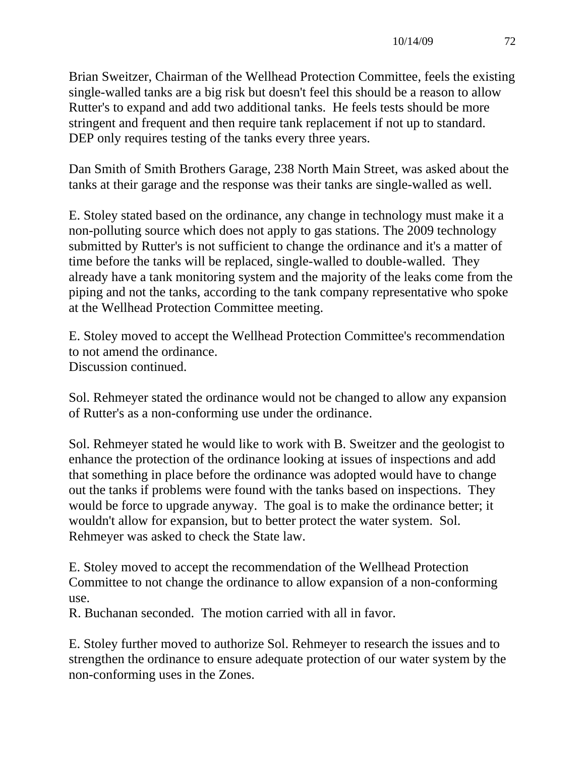Brian Sweitzer, Chairman of the Wellhead Protection Committee, feels the existing single-walled tanks are a big risk but doesn't feel this should be a reason to allow Rutter's to expand and add two additional tanks. He feels tests should be more stringent and frequent and then require tank replacement if not up to standard. DEP only requires testing of the tanks every three years.

Dan Smith of Smith Brothers Garage, 238 North Main Street, was asked about the tanks at their garage and the response was their tanks are single-walled as well.

E. Stoley stated based on the ordinance, any change in technology must make it a non-polluting source which does not apply to gas stations. The 2009 technology submitted by Rutter's is not sufficient to change the ordinance and it's a matter of time before the tanks will be replaced, single-walled to double-walled. They already have a tank monitoring system and the majority of the leaks come from the piping and not the tanks, according to the tank company representative who spoke at the Wellhead Protection Committee meeting.

E. Stoley moved to accept the Wellhead Protection Committee's recommendation to not amend the ordinance.
Discussion continued.

Sol. Rehmeyer stated the ordinance would not be changed to allow any expansion of Rutter's as a non-conforming use under the ordinance.

Sol. Rehmeyer stated he would like to work with B. Sweitzer and the geologist to enhance the protection of the ordinance looking at issues of inspections and add that something in place before the ordinance was adopted would have to change out the tanks if problems were found with the tanks based on inspections. They would be force to upgrade anyway. The goal is to make the ordinance better; it wouldn't allow for expansion, but to better protect the water system. Sol. Rehmeyer was asked to check the State law.

E. Stoley moved to accept the recommendation of the Wellhead Protection Committee to not change the ordinance to allow expansion of a non-conforming use.
R. Buchanan seconded. The motion carried with all in favor.

E. Stoley further moved to authorize Sol. Rehmeyer to research the issues and to strengthen the ordinance to ensure adequate protection of our water system by the non-conforming uses in the Zones.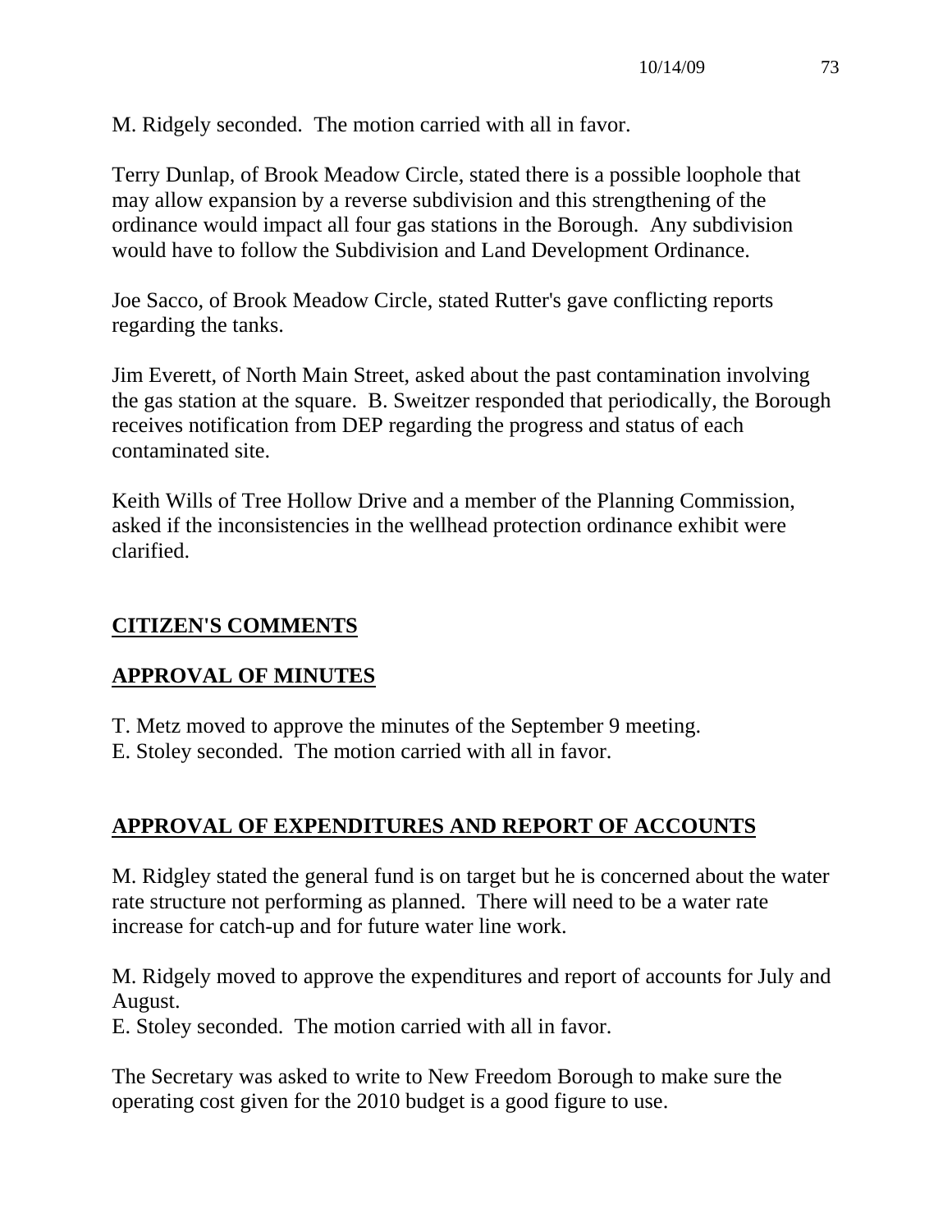M. Ridgely seconded. The motion carried with all in favor.

Terry Dunlap, of Brook Meadow Circle, stated there is a possible loophole that may allow expansion by a reverse subdivision and this strengthening of the ordinance would impact all four gas stations in the Borough. Any subdivision would have to follow the Subdivision and Land Development Ordinance.

Joe Sacco, of Brook Meadow Circle, stated Rutter's gave conflicting reports regarding the tanks.

Jim Everett, of North Main Street, asked about the past contamination involving the gas station at the square. B. Sweitzer responded that periodically, the Borough receives notification from DEP regarding the progress and status of each contaminated site.

Keith Wills of Tree Hollow Drive and a member of the Planning Commission, asked if the inconsistencies in the wellhead protection ordinance exhibit were clarified.

## **CITIZEN'S COMMENTS**

## **APPROVAL OF MINUTES**

T. Metz moved to approve the minutes of the September 9 meeting.
E. Stoley seconded. The motion carried with all in favor.

## **APPROVAL OF EXPENDITURES AND REPORT OF ACCOUNTS**

M. Ridgley stated the general fund is on target but he is concerned about the water rate structure not performing as planned. There will need to be a water rate increase for catch-up and for future water line work.

M. Ridgely moved to approve the expenditures and report of accounts for July and August.
E. Stoley seconded. The motion carried with all in favor.

The Secretary was asked to write to New Freedom Borough to make sure the operating cost given for the 2010 budget is a good figure to use.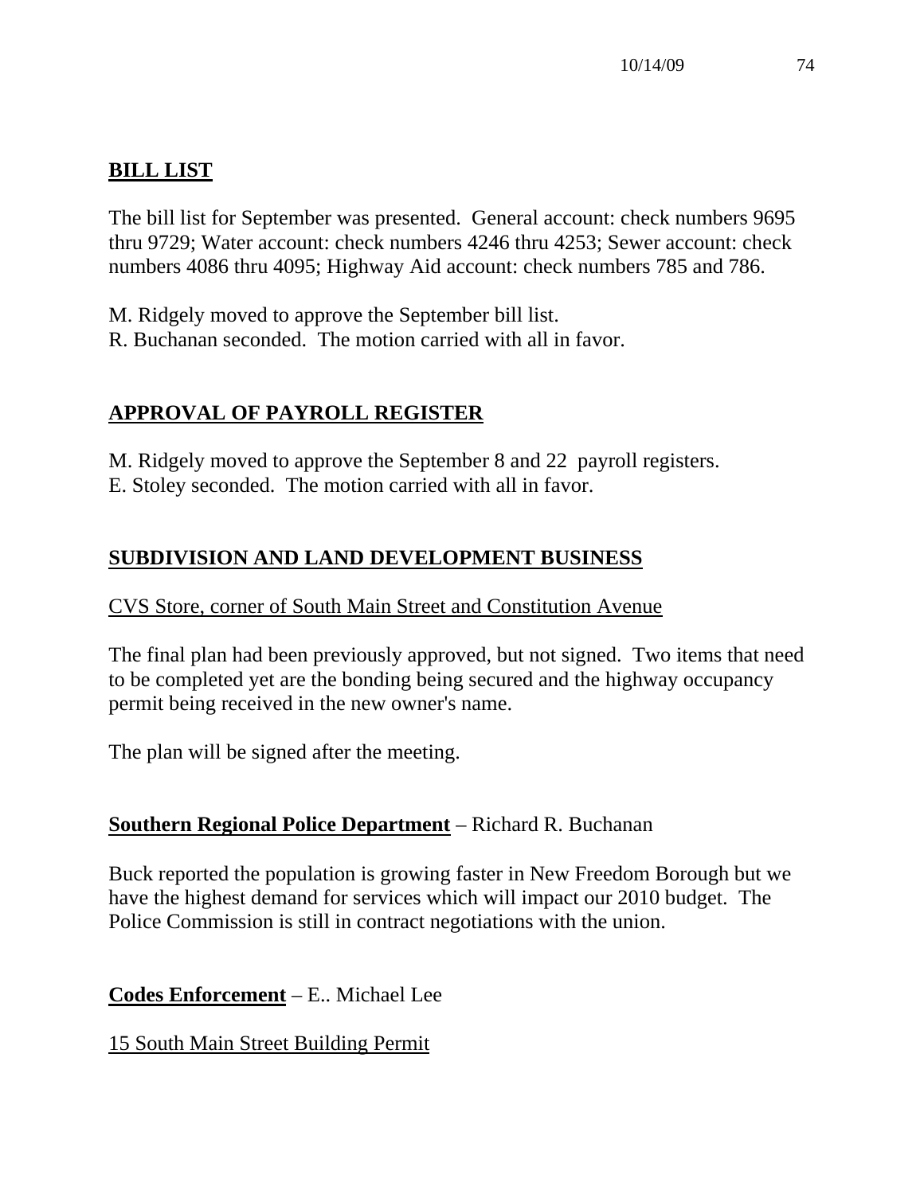## **BILL LIST**

The bill list for September was presented. General account: check numbers 9695 thru 9729; Water account: check numbers 4246 thru 4253; Sewer account: check numbers 4086 thru 4095; Highway Aid account: check numbers 785 and 786.

M. Ridgely moved to approve the September bill list.
R. Buchanan seconded. The motion carried with all in favor.

## **APPROVAL OF PAYROLL REGISTER**

M. Ridgely moved to approve the September 8 and 22 payroll registers.
E. Stoley seconded. The motion carried with all in favor.

## **SUBDIVISION AND LAND DEVELOPMENT BUSINESS**

CVS Store, corner of South Main Street and Constitution Avenue

The final plan had been previously approved, but not signed. Two items that need to be completed yet are the bonding being secured and the highway occupancy permit being received in the new owner's name.

The plan will be signed after the meeting.

**Southern Regional Police Department** – Richard R. Buchanan

Buck reported the population is growing faster in New Freedom Borough but we have the highest demand for services which will impact our 2010 budget. The Police Commission is still in contract negotiations with the union.

**Codes Enforcement** – E.. Michael Lee

15 South Main Street Building Permit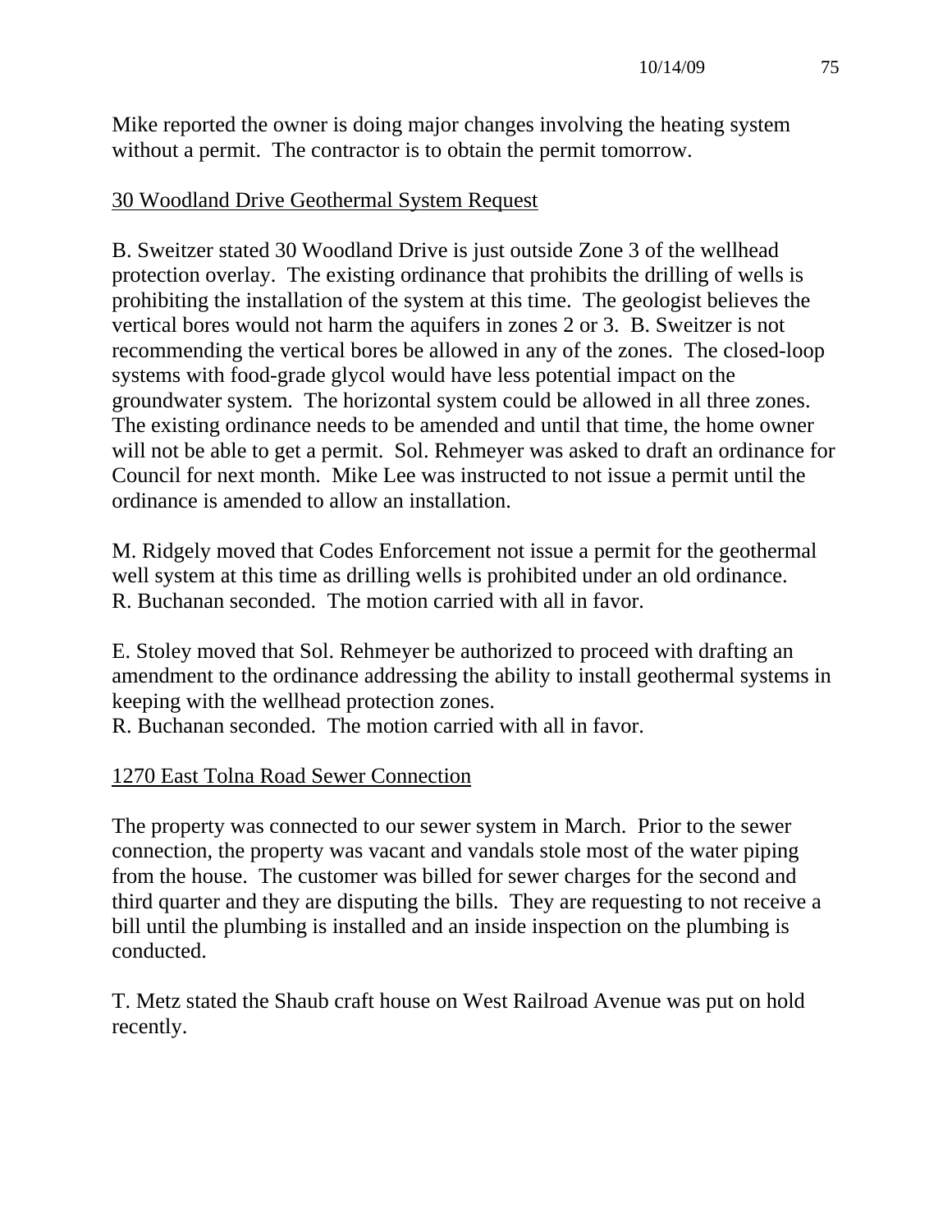Mike reported the owner is doing major changes involving the heating system without a permit. The contractor is to obtain the permit tomorrow.

30 Woodland Drive Geothermal System Request

B. Sweitzer stated 30 Woodland Drive is just outside Zone 3 of the wellhead protection overlay. The existing ordinance that prohibits the drilling of wells is prohibiting the installation of the system at this time. The geologist believes the vertical bores would not harm the aquifers in zones 2 or 3. B. Sweitzer is not recommending the vertical bores be allowed in any of the zones. The closed-loop systems with food-grade glycol would have less potential impact on the groundwater system. The horizontal system could be allowed in all three zones. The existing ordinance needs to be amended and until that time, the home owner will not be able to get a permit. Sol. Rehmeyer was asked to draft an ordinance for Council for next month. Mike Lee was instructed to not issue a permit until the ordinance is amended to allow an installation.

M. Ridgely moved that Codes Enforcement not issue a permit for the geothermal well system at this time as drilling wells is prohibited under an old ordinance. R. Buchanan seconded. The motion carried with all in favor.

E. Stoley moved that Sol. Rehmeyer be authorized to proceed with drafting an amendment to the ordinance addressing the ability to install geothermal systems in keeping with the wellhead protection zones.
R. Buchanan seconded. The motion carried with all in favor.

1270 East Tolna Road Sewer Connection

The property was connected to our sewer system in March. Prior to the sewer connection, the property was vacant and vandals stole most of the water piping from the house. The customer was billed for sewer charges for the second and third quarter and they are disputing the bills. They are requesting to not receive a bill until the plumbing is installed and an inside inspection on the plumbing is conducted.

T. Metz stated the Shaub craft house on West Railroad Avenue was put on hold recently.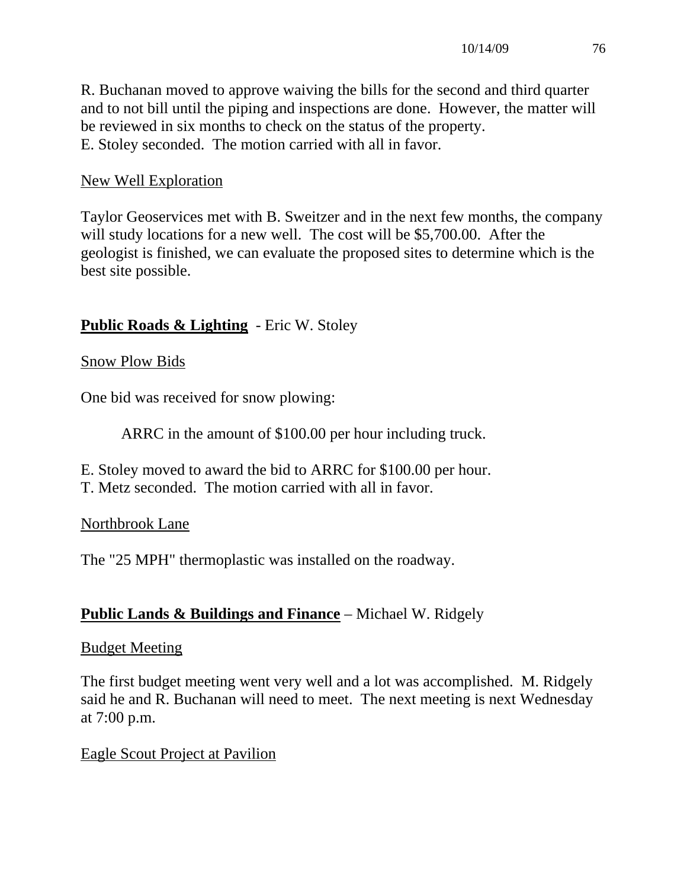R. Buchanan moved to approve waiving the bills for the second and third quarter and to not bill until the piping and inspections are done. However, the matter will be reviewed in six months to check on the status of the property.
E. Stoley seconded. The motion carried with all in favor.

New Well Exploration

Taylor Geoservices met with B. Sweitzer and in the next few months, the company will study locations for a new well. The cost will be $5,700.00. After the geologist is finished, we can evaluate the proposed sites to determine which is the best site possible.

**Public Roads & Lighting** - Eric W. Stoley

Snow Plow Bids

One bid was received for snow plowing:

ARRC in the amount of $100.00 per hour including truck.

E. Stoley moved to award the bid to ARRC for $100.00 per hour.
T. Metz seconded. The motion carried with all in favor.

Northbrook Lane

The "25 MPH" thermoplastic was installed on the roadway.

**Public Lands & Buildings and Finance** – Michael W. Ridgely

Budget Meeting

The first budget meeting went very well and a lot was accomplished. M. Ridgely said he and R. Buchanan will need to meet. The next meeting is next Wednesday at 7:00 p.m.

Eagle Scout Project at Pavilion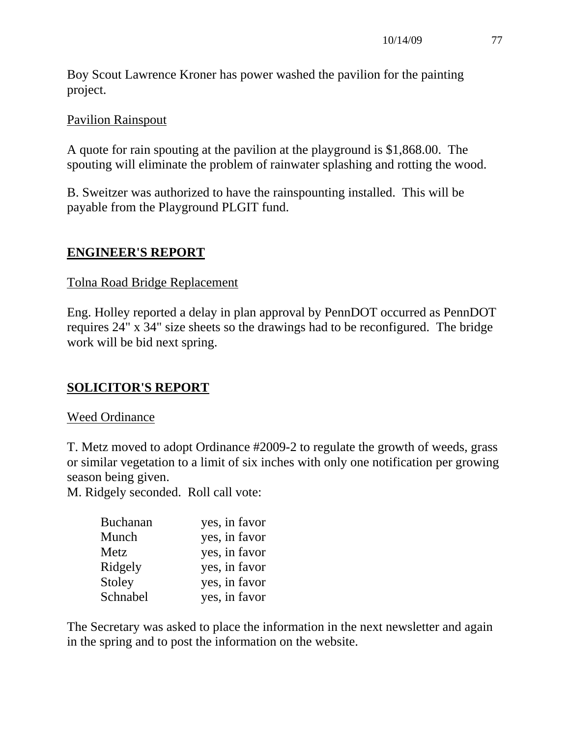Boy Scout Lawrence Kroner has power washed the pavilion for the painting project.

Pavilion Rainspout

A quote for rain spouting at the pavilion at the playground is $1,868.00. The spouting will eliminate the problem of rainwater splashing and rotting the wood.

B. Sweitzer was authorized to have the rainspounting installed. This will be payable from the Playground PLGIT fund.

## ENGINEER'S REPORT

Tolna Road Bridge Replacement

Eng. Holley reported a delay in plan approval by PennDOT occurred as PennDOT requires 24" x 34" size sheets so the drawings had to be reconfigured. The bridge work will be bid next spring.

## SOLICITOR'S REPORT

Weed Ordinance

T. Metz moved to adopt Ordinance #2009-2 to regulate the growth of weeds, grass or similar vegetation to a limit of six inches with only one notification per growing season being given.
M. Ridgely seconded. Roll call vote:

| | |
|---|---|
| Buchanan | yes, in favor |
| Munch | yes, in favor |
| Metz | yes, in favor |
| Ridgely | yes, in favor |
| Stoley | yes, in favor |
| Schnabel | yes, in favor |

The Secretary was asked to place the information in the next newsletter and again in the spring and to post the information on the website.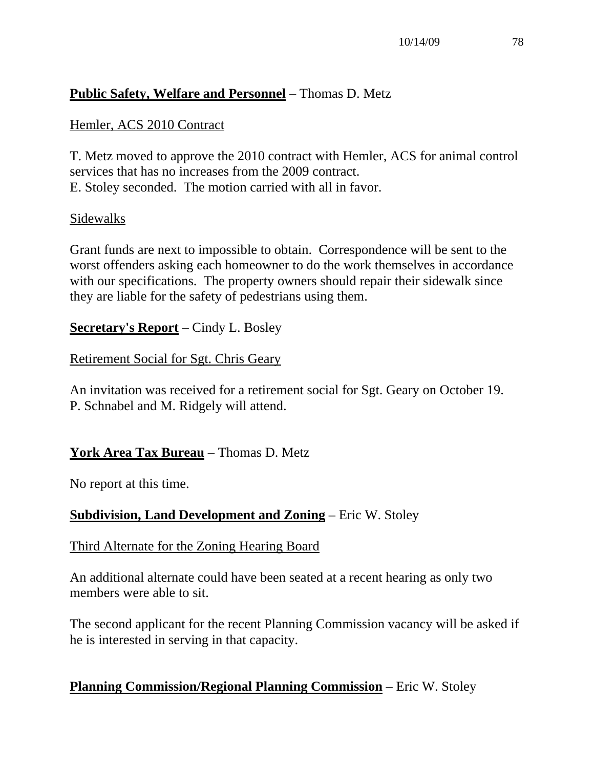**Public Safety, Welfare and Personnel** – Thomas D. Metz

Hemler, ACS 2010 Contract

T. Metz moved to approve the 2010 contract with Hemler, ACS for animal control services that has no increases from the 2009 contract.
E. Stoley seconded. The motion carried with all in favor.

Sidewalks

Grant funds are next to impossible to obtain. Correspondence will be sent to the worst offenders asking each homeowner to do the work themselves in accordance with our specifications. The property owners should repair their sidewalk since they are liable for the safety of pedestrians using them.

**Secretary's Report** – Cindy L. Bosley

Retirement Social for Sgt. Chris Geary

An invitation was received for a retirement social for Sgt. Geary on October 19. P. Schnabel and M. Ridgely will attend.

**York Area Tax Bureau** – Thomas D. Metz

No report at this time.

**Subdivision, Land Development and Zoning** – Eric W. Stoley

Third Alternate for the Zoning Hearing Board

An additional alternate could have been seated at a recent hearing as only two members were able to sit.

The second applicant for the recent Planning Commission vacancy will be asked if he is interested in serving in that capacity.

**Planning Commission/Regional Planning Commission** – Eric W. Stoley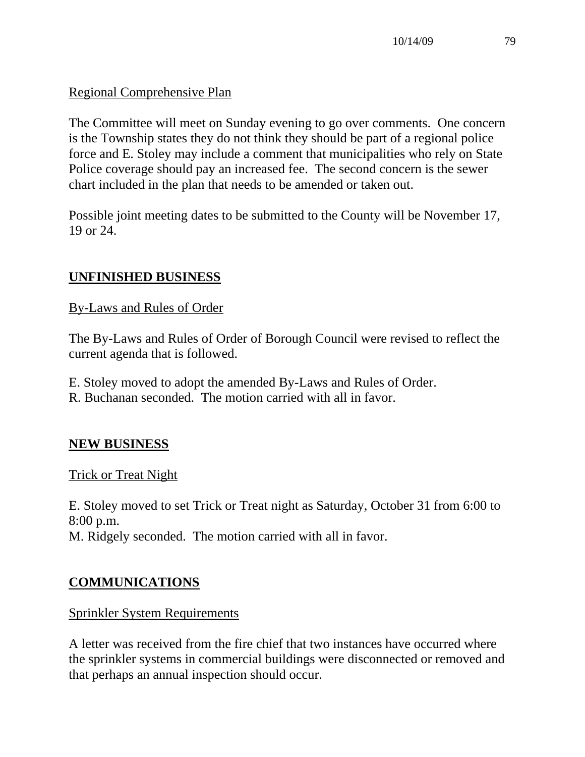Regional Comprehensive Plan

The Committee will meet on Sunday evening to go over comments. One concern is the Township states they do not think they should be part of a regional police force and E. Stoley may include a comment that municipalities who rely on State Police coverage should pay an increased fee. The second concern is the sewer chart included in the plan that needs to be amended or taken out.

Possible joint meeting dates to be submitted to the County will be November 17, 19 or 24.

## UNFINISHED BUSINESS

By-Laws and Rules of Order

The By-Laws and Rules of Order of Borough Council were revised to reflect the current agenda that is followed.

E. Stoley moved to adopt the amended By-Laws and Rules of Order.
R. Buchanan seconded. The motion carried with all in favor.

## NEW BUSINESS

Trick or Treat Night

E. Stoley moved to set Trick or Treat night as Saturday, October 31 from 6:00 to 8:00 p.m.
M. Ridgely seconded. The motion carried with all in favor.

## COMMUNICATIONS

Sprinkler System Requirements

A letter was received from the fire chief that two instances have occurred where the sprinkler systems in commercial buildings were disconnected or removed and that perhaps an annual inspection should occur.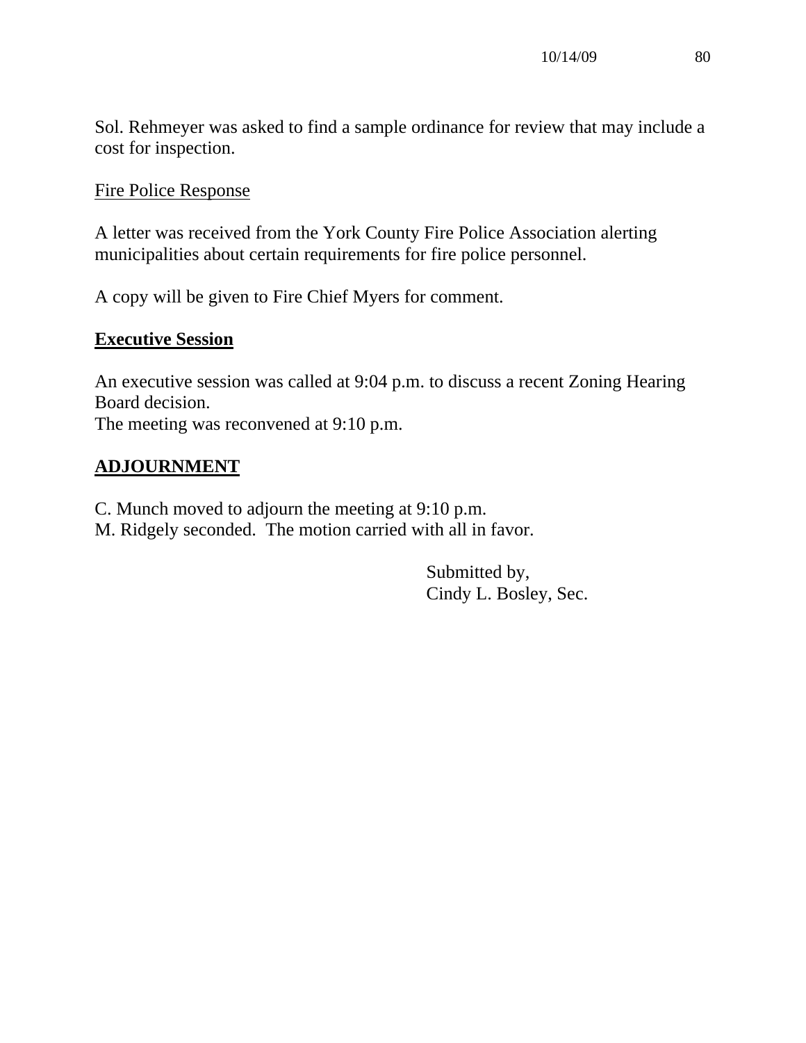Sol. Rehmeyer was asked to find a sample ordinance for review that may include a cost for inspection.

<u>Fire Police Response</u>

A letter was received from the York County Fire Police Association alerting municipalities about certain requirements for fire police personnel.

A copy will be given to Fire Chief Myers for comment.

## Executive Session

An executive session was called at 9:04 p.m. to discuss a recent Zoning Hearing Board decision.
The meeting was reconvened at 9:10 p.m.

## ADJOURNMENT

C. Munch moved to adjourn the meeting at 9:10 p.m.
M. Ridgely seconded. The motion carried with all in favor.

Submitted by,
Cindy L. Bosley, Sec.